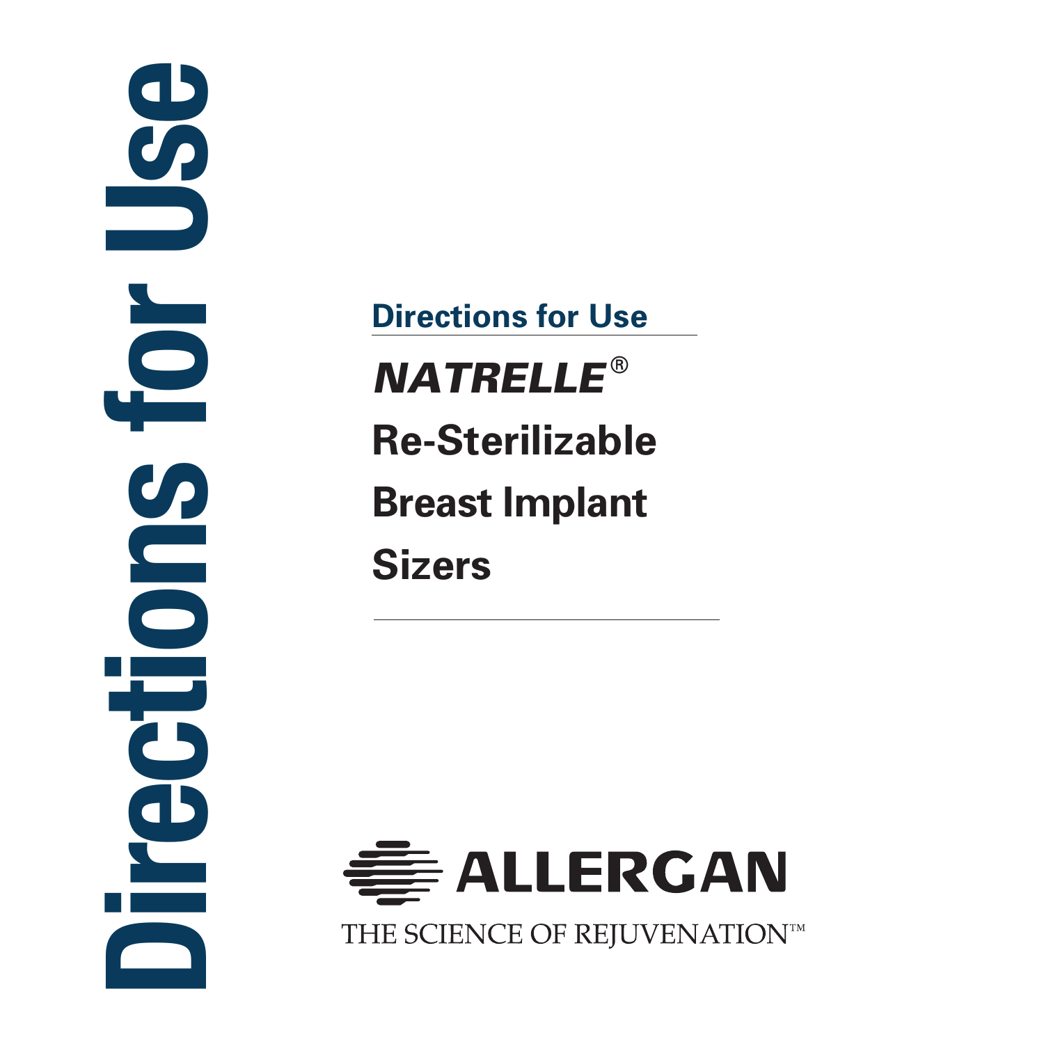# Directions for Use

## Directions for Use

***NATRELLE®***

**Re-Sterilizable**

**Breast Implant**

**Sizers**

**ALLERGAN**

THE SCIENCE OF REJUVENATION™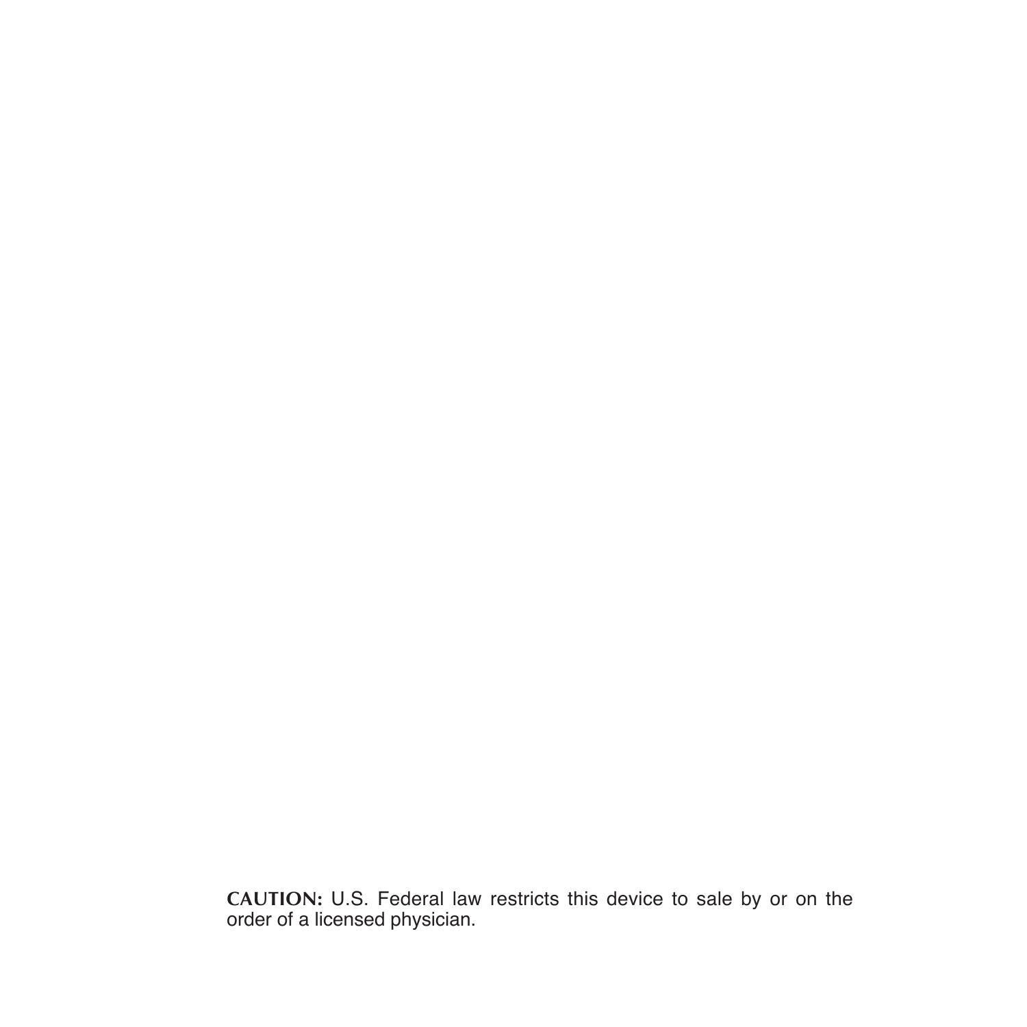**CAUTION:** U.S. Federal law restricts this device to sale by or on the order of a licensed physician.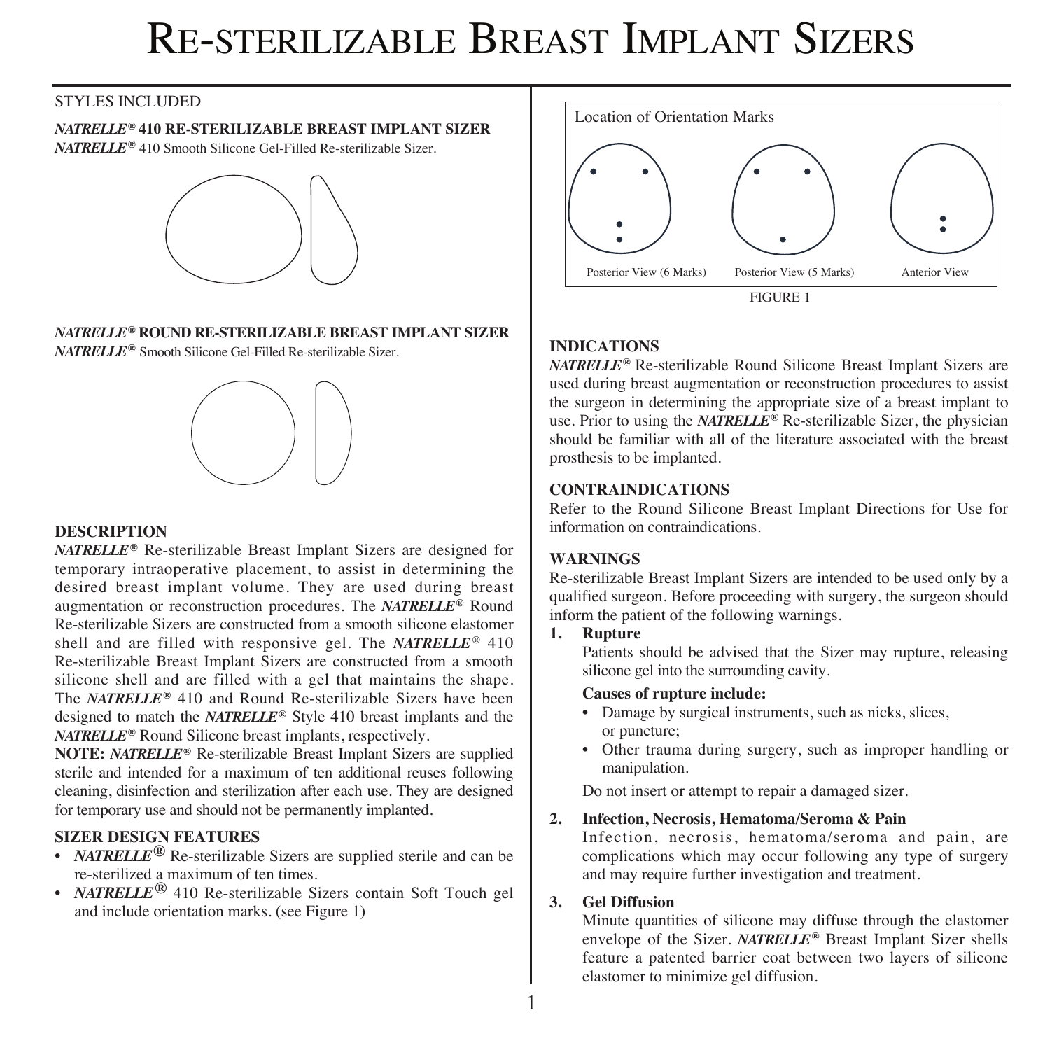# RE-STERILIZABLE BREAST IMPLANT SIZERS

STYLES INCLUDED

***NATRELLE®* 410 RE-STERILIZABLE BREAST IMPLANT SIZER**

***NATRELLE®*** 410 Smooth Silicone Gel-Filled Re-sterilizable Sizer.

***NATRELLE®* ROUND RE-STERILIZABLE BREAST IMPLANT SIZER**

***NATRELLE®*** Smooth Silicone Gel-Filled Re-sterilizable Sizer.

## DESCRIPTION

***NATRELLE®*** Re-sterilizable Breast Implant Sizers are designed for temporary intraoperative placement, to assist in determining the desired breast implant volume. They are used during breast augmentation or reconstruction procedures. The ***NATRELLE®*** Round Re-sterilizable Sizers are constructed from a smooth silicone elastomer shell and are filled with responsive gel. The ***NATRELLE®*** 410 Re-sterilizable Breast Implant Sizers are constructed from a smooth silicone shell and are filled with a gel that maintains the shape. The ***NATRELLE®*** 410 and Round Re-sterilizable Sizers have been designed to match the ***NATRELLE®*** Style 410 breast implants and the ***NATRELLE®*** Round Silicone breast implants, respectively.

**NOTE:** ***NATRELLE®*** Re-sterilizable Breast Implant Sizers are supplied sterile and intended for a maximum of ten additional reuses following cleaning, disinfection and sterilization after each use. They are designed for temporary use and should not be permanently implanted.

### SIZER DESIGN FEATURES

- ***NATRELLE®*** Re-sterilizable Sizers are supplied sterile and can be re-sterilized a maximum of ten times.
- ***NATRELLE®*** 410 Re-sterilizable Sizers contain Soft Touch gel and include orientation marks. (see Figure 1)

Location of Orientation Marks

Posterior View (6 Marks) Posterior View (5 Marks) Anterior View

FIGURE 1

## INDICATIONS

***NATRELLE®*** Re-sterilizable Round Silicone Breast Implant Sizers are used during breast augmentation or reconstruction procedures to assist the surgeon in determining the appropriate size of a breast implant to use. Prior to using the ***NATRELLE®*** Re-sterilizable Sizer, the physician should be familiar with all of the literature associated with the breast prosthesis to be implanted.

## CONTRAINDICATIONS

Refer to the Round Silicone Breast Implant Directions for Use for information on contraindications.

## WARNINGS

Re-sterilizable Breast Implant Sizers are intended to be used only by a qualified surgeon. Before proceeding with surgery, the surgeon should inform the patient of the following warnings.

**1. Rupture**

Patients should be advised that the Sizer may rupture, releasing silicone gel into the surrounding cavity.

**Causes of rupture include:**

- Damage by surgical instruments, such as nicks, slices, or puncture;
- Other trauma during surgery, such as improper handling or manipulation.

Do not insert or attempt to repair a damaged sizer.

**2. Infection, Necrosis, Hematoma/Seroma & Pain**

Infection, necrosis, hematoma/seroma and pain, are complications which may occur following any type of surgery and may require further investigation and treatment.

**3. Gel Diffusion**

Minute quantities of silicone may diffuse through the elastomer envelope of the Sizer. ***NATRELLE®*** Breast Implant Sizer shells feature a patented barrier coat between two layers of silicone elastomer to minimize gel diffusion.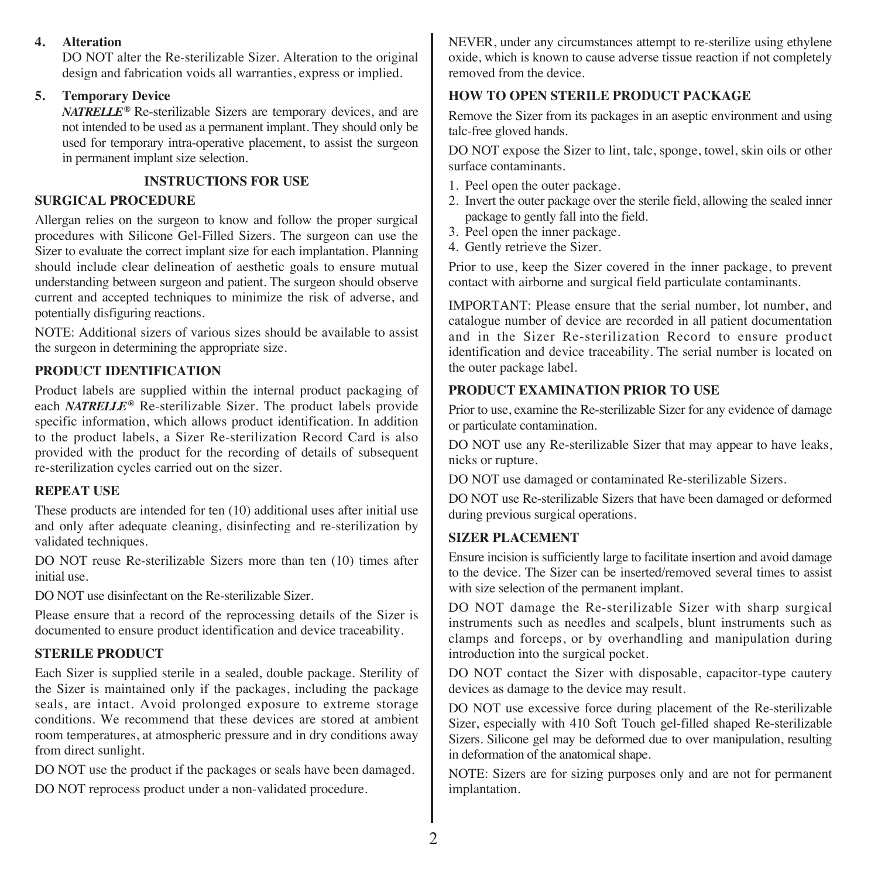4. **Alteration**

   DO NOT alter the Re-sterilizable Sizer. Alteration to the original design and fabrication voids all warranties, express or implied.

5. **Temporary Device**

   ***NATRELLE®*** Re-sterilizable Sizers are temporary devices, and are not intended to be used as a permanent implant. They should only be used for temporary intra-operative placement, to assist the surgeon in permanent implant size selection.

## INSTRUCTIONS FOR USE

### SURGICAL PROCEDURE

Allergan relies on the surgeon to know and follow the proper surgical procedures with Silicone Gel-Filled Sizers. The surgeon can use the Sizer to evaluate the correct implant size for each implantation. Planning should include clear delineation of aesthetic goals to ensure mutual understanding between surgeon and patient. The surgeon should observe current and accepted techniques to minimize the risk of adverse, and potentially disfiguring reactions.

NOTE: Additional sizers of various sizes should be available to assist the surgeon in determining the appropriate size.

### PRODUCT IDENTIFICATION

Product labels are supplied within the internal product packaging of each ***NATRELLE®*** Re-sterilizable Sizer. The product labels provide specific information, which allows product identification. In addition to the product labels, a Sizer Re-sterilization Record Card is also provided with the product for the recording of details of subsequent re-sterilization cycles carried out on the sizer.

### REPEAT USE

These products are intended for ten (10) additional uses after initial use and only after adequate cleaning, disinfecting and re-sterilization by validated techniques.

DO NOT reuse Re-sterilizable Sizers more than ten (10) times after initial use.

DO NOT use disinfectant on the Re-sterilizable Sizer.

Please ensure that a record of the reprocessing details of the Sizer is documented to ensure product identification and device traceability.

### STERILE PRODUCT

Each Sizer is supplied sterile in a sealed, double package. Sterility of the Sizer is maintained only if the packages, including the package seals, are intact. Avoid prolonged exposure to extreme storage conditions. We recommend that these devices are stored at ambient room temperatures, at atmospheric pressure and in dry conditions away from direct sunlight.

DO NOT use the product if the packages or seals have been damaged.

DO NOT reprocess product under a non-validated procedure.

NEVER, under any circumstances attempt to re-sterilize using ethylene oxide, which is known to cause adverse tissue reaction if not completely removed from the device.

### HOW TO OPEN STERILE PRODUCT PACKAGE

Remove the Sizer from its packages in an aseptic environment and using talc-free gloved hands.

DO NOT expose the Sizer to lint, talc, sponge, towel, skin oils or other surface contaminants.

1. Peel open the outer package.
2. Invert the outer package over the sterile field, allowing the sealed inner package to gently fall into the field.
3. Peel open the inner package.
4. Gently retrieve the Sizer.

Prior to use, keep the Sizer covered in the inner package, to prevent contact with airborne and surgical field particulate contaminants.

IMPORTANT: Please ensure that the serial number, lot number, and catalogue number of device are recorded in all patient documentation and in the Sizer Re-sterilization Record to ensure product identification and device traceability. The serial number is located on the outer package label.

### PRODUCT EXAMINATION PRIOR TO USE

Prior to use, examine the Re-sterilizable Sizer for any evidence of damage or particulate contamination.

DO NOT use any Re-sterilizable Sizer that may appear to have leaks, nicks or rupture.

DO NOT use damaged or contaminated Re-sterilizable Sizers.

DO NOT use Re-sterilizable Sizers that have been damaged or deformed during previous surgical operations.

### SIZER PLACEMENT

Ensure incision is sufficiently large to facilitate insertion and avoid damage to the device. The Sizer can be inserted/removed several times to assist with size selection of the permanent implant.

DO NOT damage the Re-sterilizable Sizer with sharp surgical instruments such as needles and scalpels, blunt instruments such as clamps and forceps, or by overhandling and manipulation during introduction into the surgical pocket.

DO NOT contact the Sizer with disposable, capacitor-type cautery devices as damage to the device may result.

DO NOT use excessive force during placement of the Re-sterilizable Sizer, especially with 410 Soft Touch gel-filled shaped Re-sterilizable Sizers. Silicone gel may be deformed due to over manipulation, resulting in deformation of the anatomical shape.

NOTE: Sizers are for sizing purposes only and are not for permanent implantation.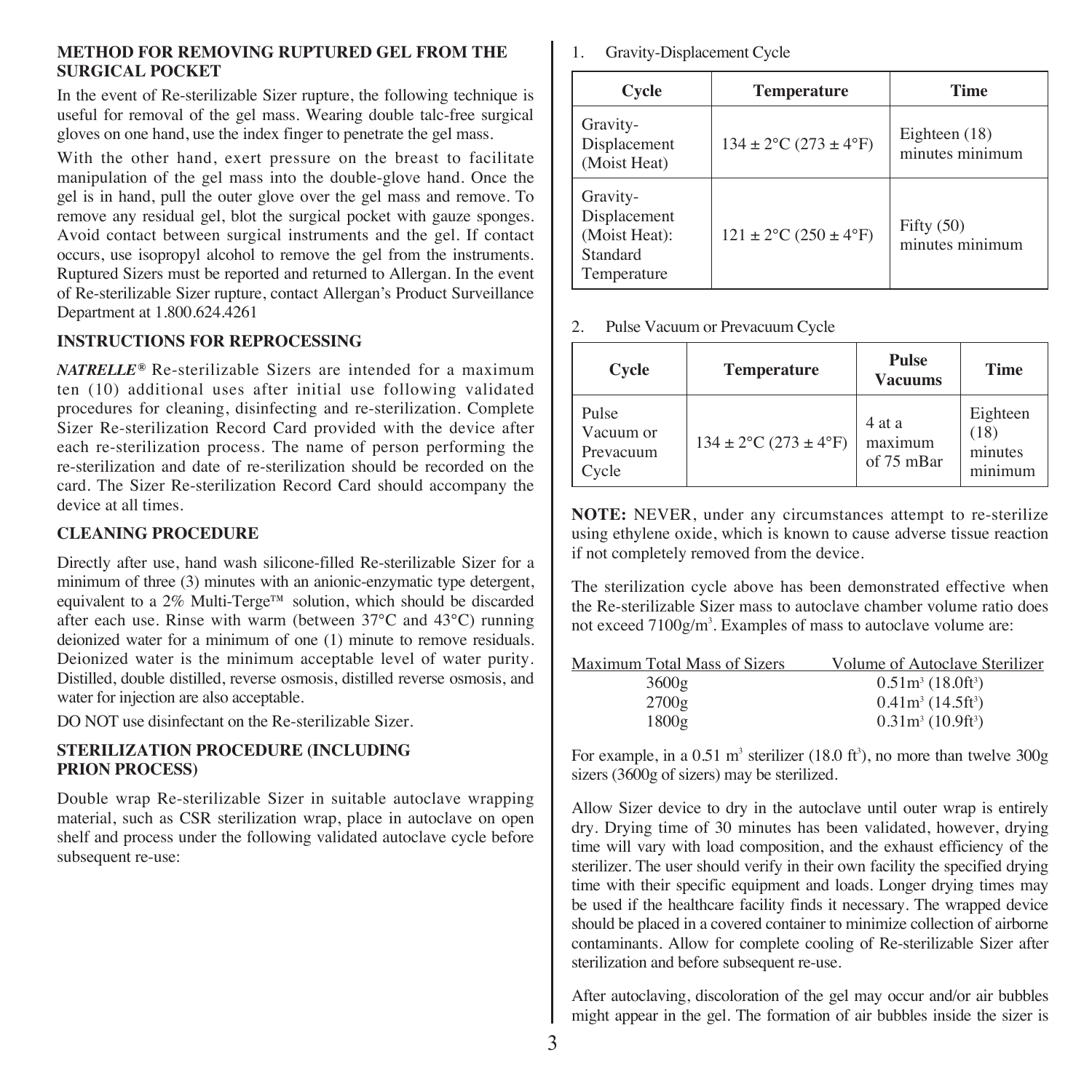**METHOD FOR REMOVING RUPTURED GEL FROM THE SURGICAL POCKET**

In the event of Re-sterilizable Sizer rupture, the following technique is useful for removal of the gel mass. Wearing double talc-free surgical gloves on one hand, use the index finger to penetrate the gel mass.

With the other hand, exert pressure on the breast to facilitate manipulation of the gel mass into the double-glove hand. Once the gel is in hand, pull the outer glove over the gel mass and remove. To remove any residual gel, blot the surgical pocket with gauze sponges. Avoid contact between surgical instruments and the gel. If contact occurs, use isopropyl alcohol to remove the gel from the instruments. Ruptured Sizers must be reported and returned to Allergan. In the event of Re-sterilizable Sizer rupture, contact Allergan's Product Surveillance Department at 1.800.624.4261

**INSTRUCTIONS FOR REPROCESSING**

***NATRELLE®*** Re-sterilizable Sizers are intended for a maximum ten (10) additional uses after initial use following validated procedures for cleaning, disinfecting and re-sterilization. Complete Sizer Re-sterilization Record Card provided with the device after each re-sterilization process. The name of person performing the re-sterilization and date of re-sterilization should be recorded on the card. The Sizer Re-sterilization Record Card should accompany the device at all times.

**CLEANING PROCEDURE**

Directly after use, hand wash silicone-filled Re-sterilizable Sizer for a minimum of three (3) minutes with an anionic-enzymatic type detergent, equivalent to a 2% Multi-Terge™ solution, which should be discarded after each use. Rinse with warm (between 37°C and 43°C) running deionized water for a minimum of one (1) minute to remove residuals. Deionized water is the minimum acceptable level of water purity. Distilled, double distilled, reverse osmosis, distilled reverse osmosis, and water for injection are also acceptable.

DO NOT use disinfectant on the Re-sterilizable Sizer.

**STERILIZATION PROCEDURE (INCLUDING PRION PROCESS)**

Double wrap Re-sterilizable Sizer in suitable autoclave wrapping material, such as CSR sterilization wrap, place in autoclave on open shelf and process under the following validated autoclave cycle before subsequent re-use:

1. Gravity-Displacement Cycle

| Cycle | Temperature | Time |
|---|---|---|
| Gravity-Displacement (Moist Heat) | 134 ± 2°C (273 ± 4°F) | Eighteen (18) minutes minimum |
| Gravity-Displacement (Moist Heat): Standard Temperature | 121 ± 2°C (250 ± 4°F) | Fifty (50) minutes minimum |

2. Pulse Vacuum or Prevacuum Cycle

| Cycle | Temperature | Pulse Vacuums | Time |
|---|---|---|---|
| Pulse Vacuum or Prevacuum Cycle | 134 ± 2°C (273 ± 4°F) | 4 at a maximum of 75 mBar | Eighteen (18) minutes minimum |

**NOTE:** NEVER, under any circumstances attempt to re-sterilize using ethylene oxide, which is known to cause adverse tissue reaction if not completely removed from the device.

The sterilization cycle above has been demonstrated effective when the Re-sterilizable Sizer mass to autoclave chamber volume ratio does not exceed 7100g/m$^3$. Examples of mass to autoclave volume are:

| Maximum Total Mass of Sizers | Volume of Autoclave Sterilizer |
|---|---|
| 3600g | 0.51m$^3$ (18.0ft$^3$) |
| 2700g | 0.41m$^3$ (14.5ft$^3$) |
| 1800g | 0.31m$^3$ (10.9ft$^3$) |

For example, in a 0.51 m$^3$ sterilizer (18.0 ft$^3$), no more than twelve 300g sizers (3600g of sizers) may be sterilized.

Allow Sizer device to dry in the autoclave until outer wrap is entirely dry. Drying time of 30 minutes has been validated, however, drying time will vary with load composition, and the exhaust efficiency of the sterilizer. The user should verify in their own facility the specified drying time with their specific equipment and loads. Longer drying times may be used if the healthcare facility finds it necessary. The wrapped device should be placed in a covered container to minimize collection of airborne contaminants. Allow for complete cooling of Re-sterilizable Sizer after sterilization and before subsequent re-use.

After autoclaving, discoloration of the gel may occur and/or air bubbles might appear in the gel. The formation of air bubbles inside the sizer is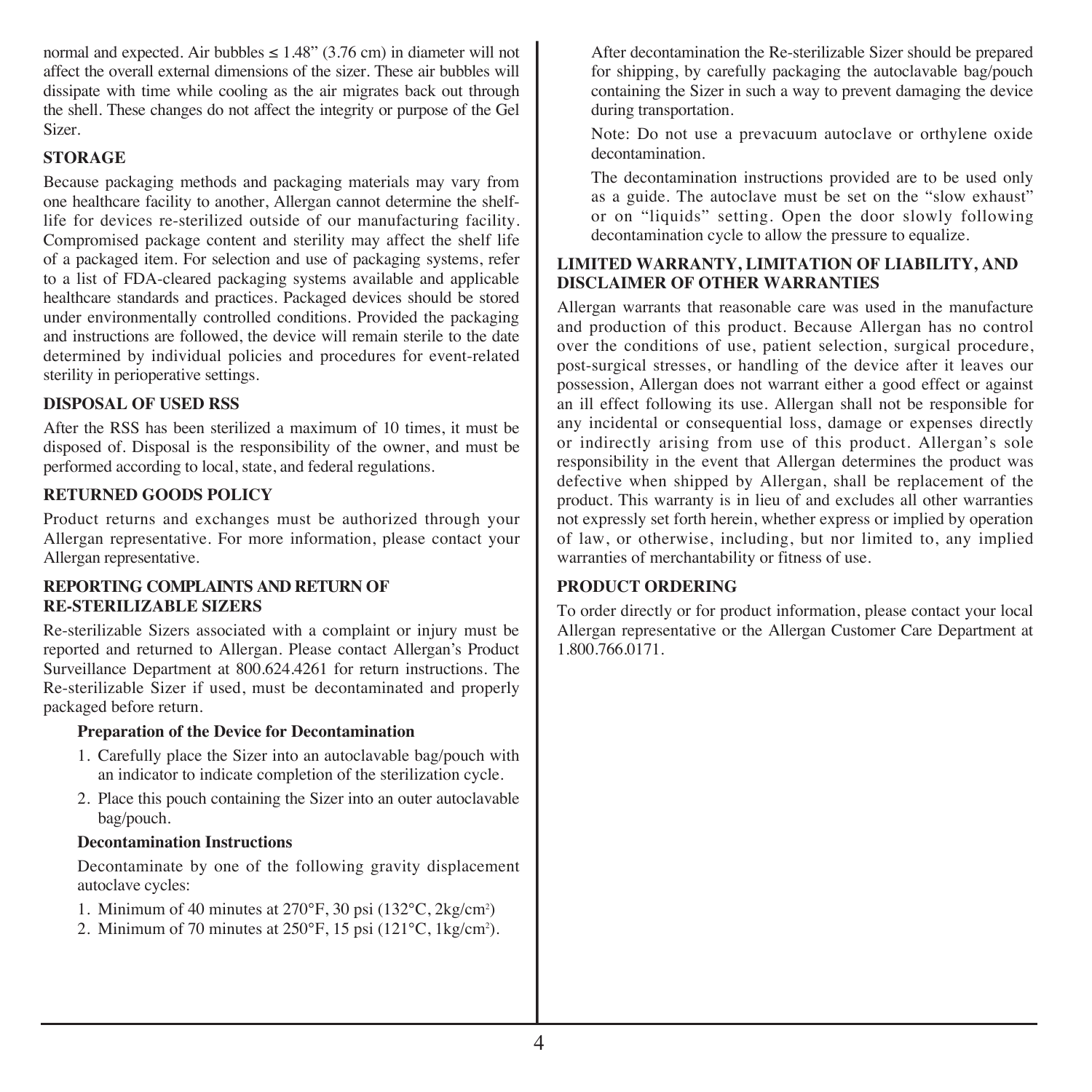normal and expected. Air bubbles ≤ 1.48" (3.76 cm) in diameter will not affect the overall external dimensions of the sizer. These air bubbles will dissipate with time while cooling as the air migrates back out through the shell. These changes do not affect the integrity or purpose of the Gel Sizer.

## STORAGE

Because packaging methods and packaging materials may vary from one healthcare facility to another, Allergan cannot determine the shelf-life for devices re-sterilized outside of our manufacturing facility. Compromised package content and sterility may affect the shelf life of a packaged item. For selection and use of packaging systems, refer to a list of FDA-cleared packaging systems available and applicable healthcare standards and practices. Packaged devices should be stored under environmentally controlled conditions. Provided the packaging and instructions are followed, the device will remain sterile to the date determined by individual policies and procedures for event-related sterility in perioperative settings.

## DISPOSAL OF USED RSS

After the RSS has been sterilized a maximum of 10 times, it must be disposed of. Disposal is the responsibility of the owner, and must be performed according to local, state, and federal regulations.

## RETURNED GOODS POLICY

Product returns and exchanges must be authorized through your Allergan representative. For more information, please contact your Allergan representative.

## REPORTING COMPLAINTS AND RETURN OF RE-STERILIZABLE SIZERS

Re-sterilizable Sizers associated with a complaint or injury must be reported and returned to Allergan. Please contact Allergan's Product Surveillance Department at 800.624.4261 for return instructions. The Re-sterilizable Sizer if used, must be decontaminated and properly packaged before return.

### Preparation of the Device for Decontamination

1. Carefully place the Sizer into an autoclavable bag/pouch with an indicator to indicate completion of the sterilization cycle.
2. Place this pouch containing the Sizer into an outer autoclavable bag/pouch.

### Decontamination Instructions

Decontaminate by one of the following gravity displacement autoclave cycles:

1. Minimum of 40 minutes at 270°F, 30 psi (132°C, 2kg/cm²)
2. Minimum of 70 minutes at 250°F, 15 psi (121°C, 1kg/cm²).

After decontamination the Re-sterilizable Sizer should be prepared for shipping, by carefully packaging the autoclavable bag/pouch containing the Sizer in such a way to prevent damaging the device during transportation.

Note: Do not use a prevacuum autoclave or orthylene oxide decontamination.

The decontamination instructions provided are to be used only as a guide. The autoclave must be set on the "slow exhaust" or on "liquids" setting. Open the door slowly following decontamination cycle to allow the pressure to equalize.

## LIMITED WARRANTY, LIMITATION OF LIABILITY, AND DISCLAIMER OF OTHER WARRANTIES

Allergan warrants that reasonable care was used in the manufacture and production of this product. Because Allergan has no control over the conditions of use, patient selection, surgical procedure, post-surgical stresses, or handling of the device after it leaves our possession, Allergan does not warrant either a good effect or against an ill effect following its use. Allergan shall not be responsible for any incidental or consequential loss, damage or expenses directly or indirectly arising from use of this product. Allergan's sole responsibility in the event that Allergan determines the product was defective when shipped by Allergan, shall be replacement of the product. This warranty is in lieu of and excludes all other warranties not expressly set forth herein, whether express or implied by operation of law, or otherwise, including, but nor limited to, any implied warranties of merchantability or fitness of use.

## PRODUCT ORDERING

To order directly or for product information, please contact your local Allergan representative or the Allergan Customer Care Department at 1.800.766.0171.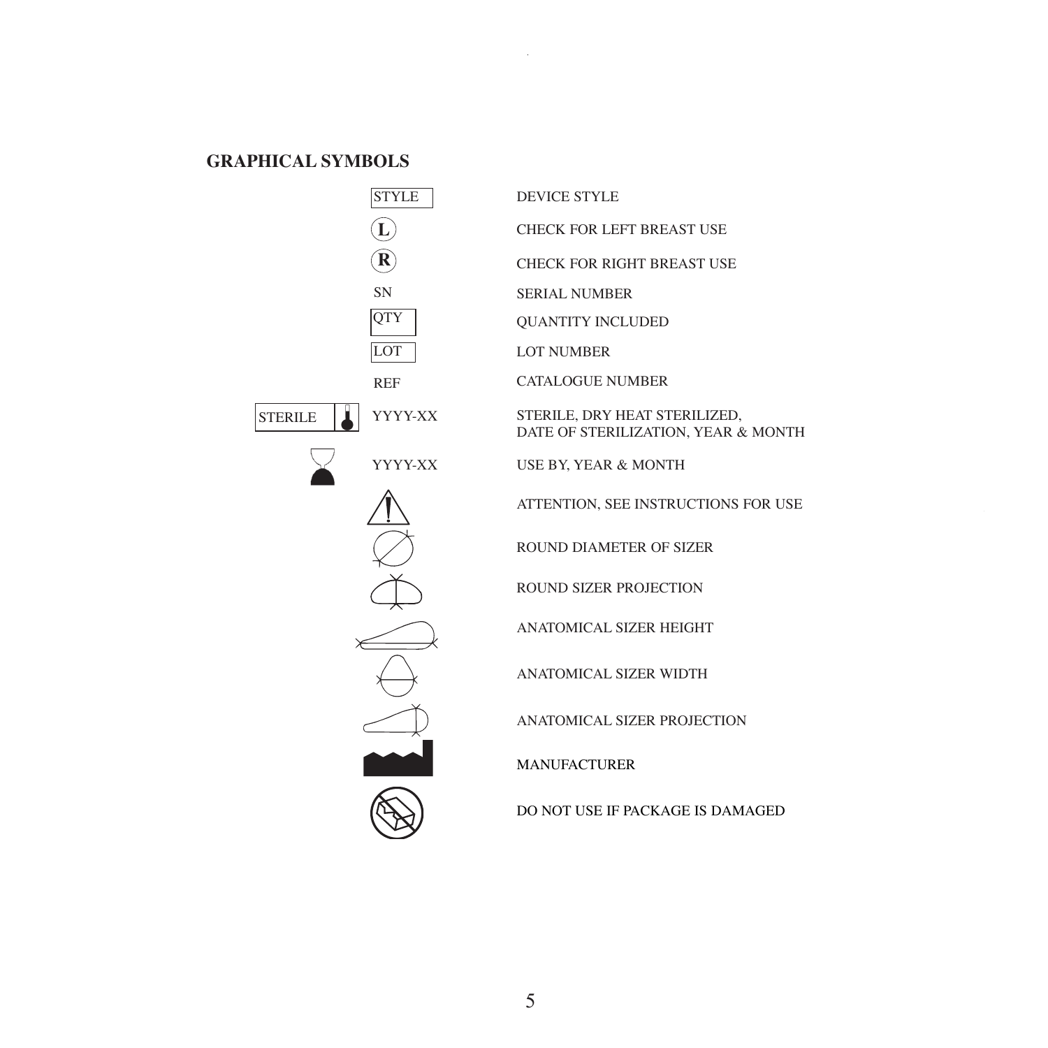## GRAPHICAL SYMBOLS

| Symbol | Meaning |
| --- | --- |
| STYLE | DEVICE STYLE |
| L | CHECK FOR LEFT BREAST USE |
| R | CHECK FOR RIGHT BREAST USE |
| SN | SERIAL NUMBER |
| QTY | QUANTITY INCLUDED |
| LOT | LOT NUMBER |
| REF | CATALOGUE NUMBER |
| STERILE YYYY-XX | STERILE, DRY HEAT STERILIZED, DATE OF STERILIZATION, YEAR & MONTH |
| YYYY-XX | USE BY, YEAR & MONTH |
| | ATTENTION, SEE INSTRUCTIONS FOR USE |
| | ROUND DIAMETER OF SIZER |
| | ROUND SIZER PROJECTION |
| | ANATOMICAL SIZER HEIGHT |
| | ANATOMICAL SIZER WIDTH |
| | ANATOMICAL SIZER PROJECTION |
| | MANUFACTURER |
| | DO NOT USE IF PACKAGE IS DAMAGED |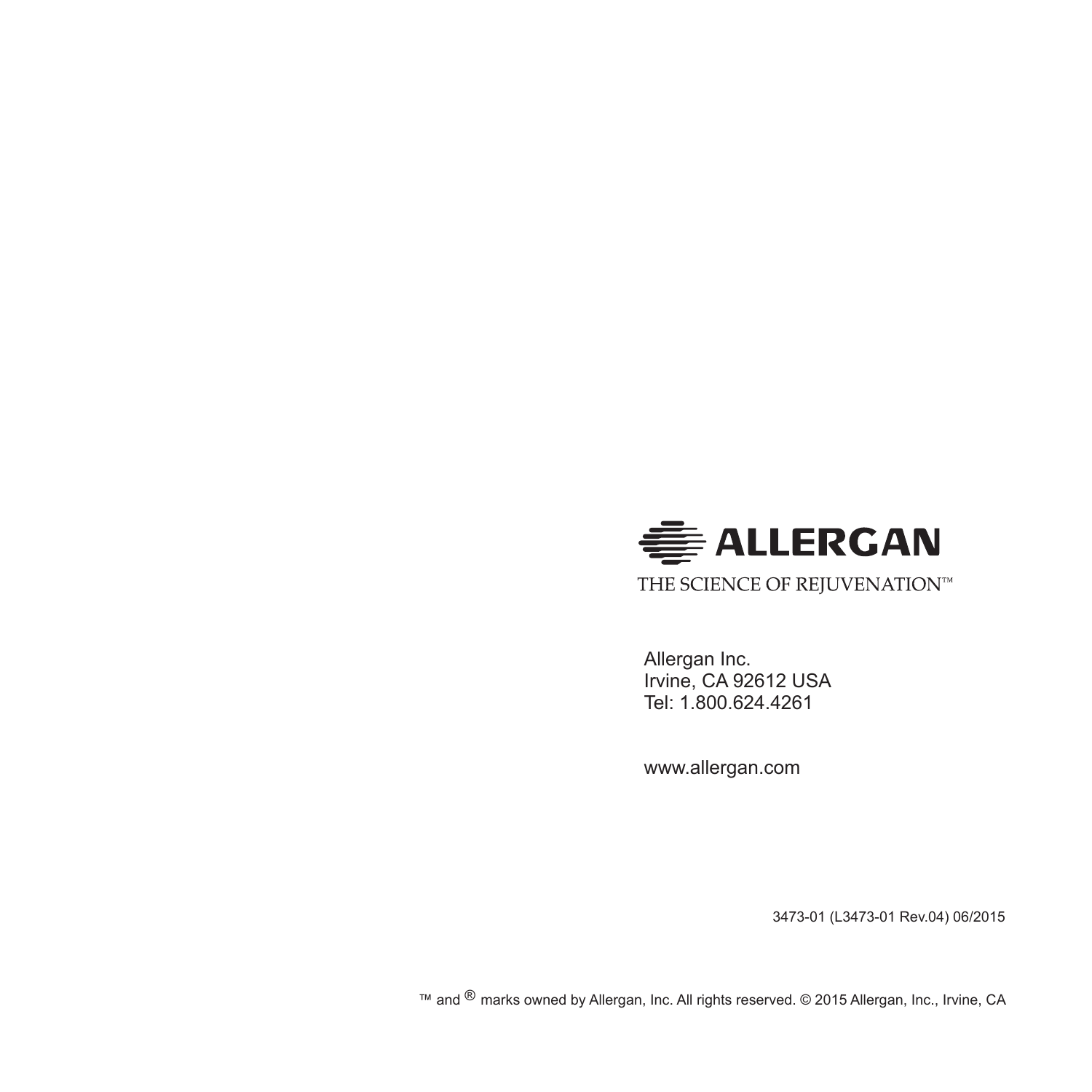ALLERGAN

THE SCIENCE OF REJUVENATION™

Allergan Inc.
Irvine, CA 92612 USA
Tel: 1.800.624.4261

www.allergan.com

3473-01 (L3473-01 Rev.04) 06/2015

™ and ® marks owned by Allergan, Inc. All rights reserved. © 2015 Allergan, Inc., Irvine, CA